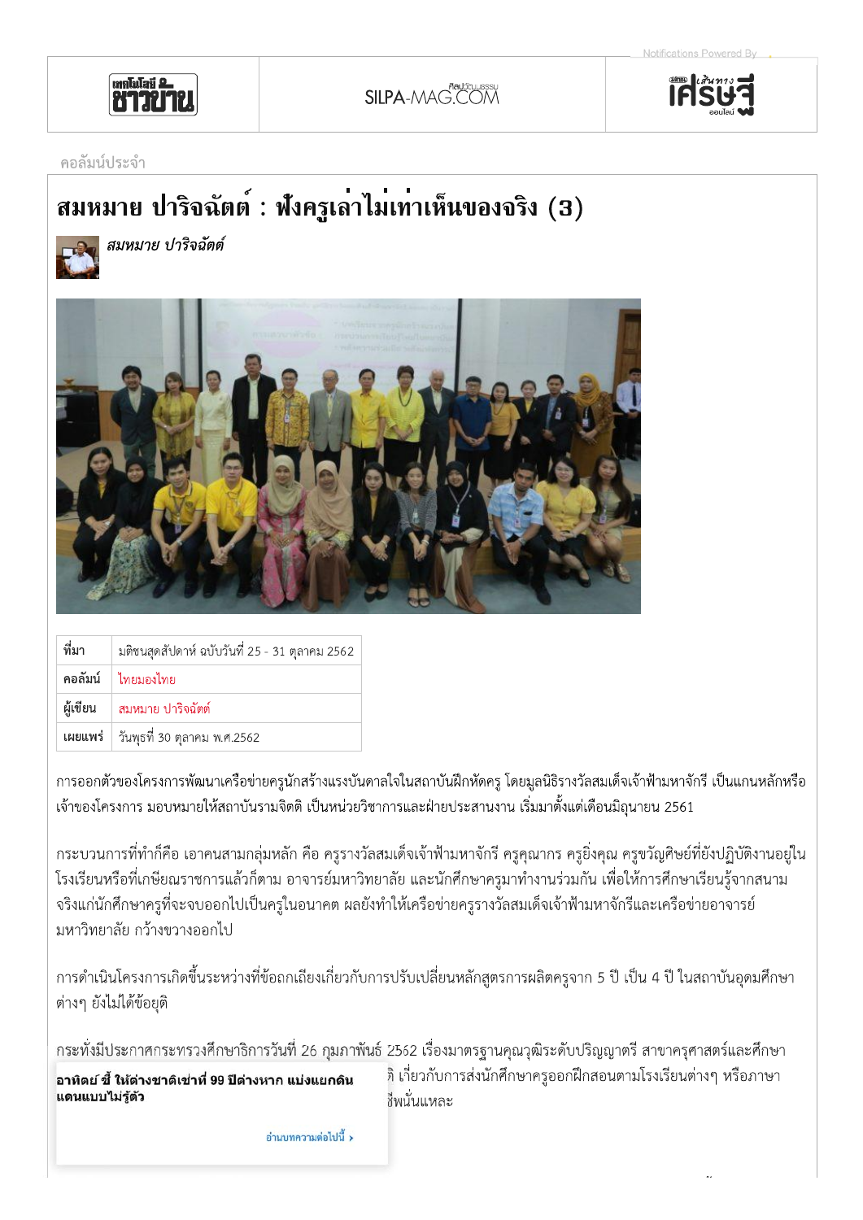คอลัมน์ประจำ

# สมหมาย ปาริจฉัตต์ : ฟังครูเล่าไม่เท่าเห็นของจริง (3)

*สมหมาย ปาริจฉัตต์*

| ที่มา | มติชนสุดสัปดาห์ ฉบับวันที่ 25 - 31 ตุลาคม 2562 |
|---|---|
| คอลัมน์ | ไทยมองไทย |
| ผู้เขียน | สมหมาย ปาริจฉัตต์ |
| เผยแพร่ | วันพุธที่ 30 ตุลาคม พ.ศ.2562 |

การออกตัวของโครงการพัฒนาเครือข่ายครูนักสร้างแรงบันดาลใจในสถาบันฝึกหัดครู โดยมูลนิธิรางวัลสมเด็จเจ้าฟ้ามหาจักรี เป็นแกนหลักหรือเจ้าของโครงการ มอบหมายให้สถาบันรามจิตติ เป็นหน่วยวิชาการและฝ่ายประสานงาน เริ่มมาตั้งแต่เดือนมิถุนายน 2561

กระบวนการที่ทำก็คือ เอาคนสามกลุ่มหลัก คือ ครูรางวัลสมเด็จเจ้าฟ้ามหาจักรี ครูคุณากร ครูยิ่งคุณ ครูขวัญศิษย์ที่ยังปฏิบัติงานอยู่ในโรงเรียนหรือที่เกษียณราชการแล้วก็ตาม อาจารย์มหาวิทยาลัย และนักศึกษาครูมาทำงานร่วมกัน เพื่อให้การศึกษาเรียนรู้จากสนามจริงแก่นักศึกษาครูที่จะจบออกไปเป็นครูในอนาคต ผลยังทำให้เครือข่ายครูรางวัลสมเด็จเจ้าฟ้ามหาจักรีและเครือข่ายอาจารย์มหาวิทยาลัย กว้างขวางออกไป

การดำเนินโครงการเกิดขึ้นระหว่างที่ข้อถกเถียงเกี่ยวกับการปรับเปลี่ยนหลักสูตรการผลิตครูจาก 5 ปี เป็น 4 ปี ในสถาบันอุดมศึกษาต่างๆ ยังไม่ได้ข้อยุติ

กระทั่งมีประกาศกระทรวงศึกษาธิการวันที่ 26 กุมภาพันธ์ 2562 เรื่องมาตรฐานคุณวุฒิระดับปริญญาตรี สาขาครุศาสตร์และศึกษา ...ที่ เกี่ยวกับการส่งนักศึกษาครูออกฝึกสอนตามโรงเรียนต่างๆ หรือภาษา ...ชีพนั่นแหละ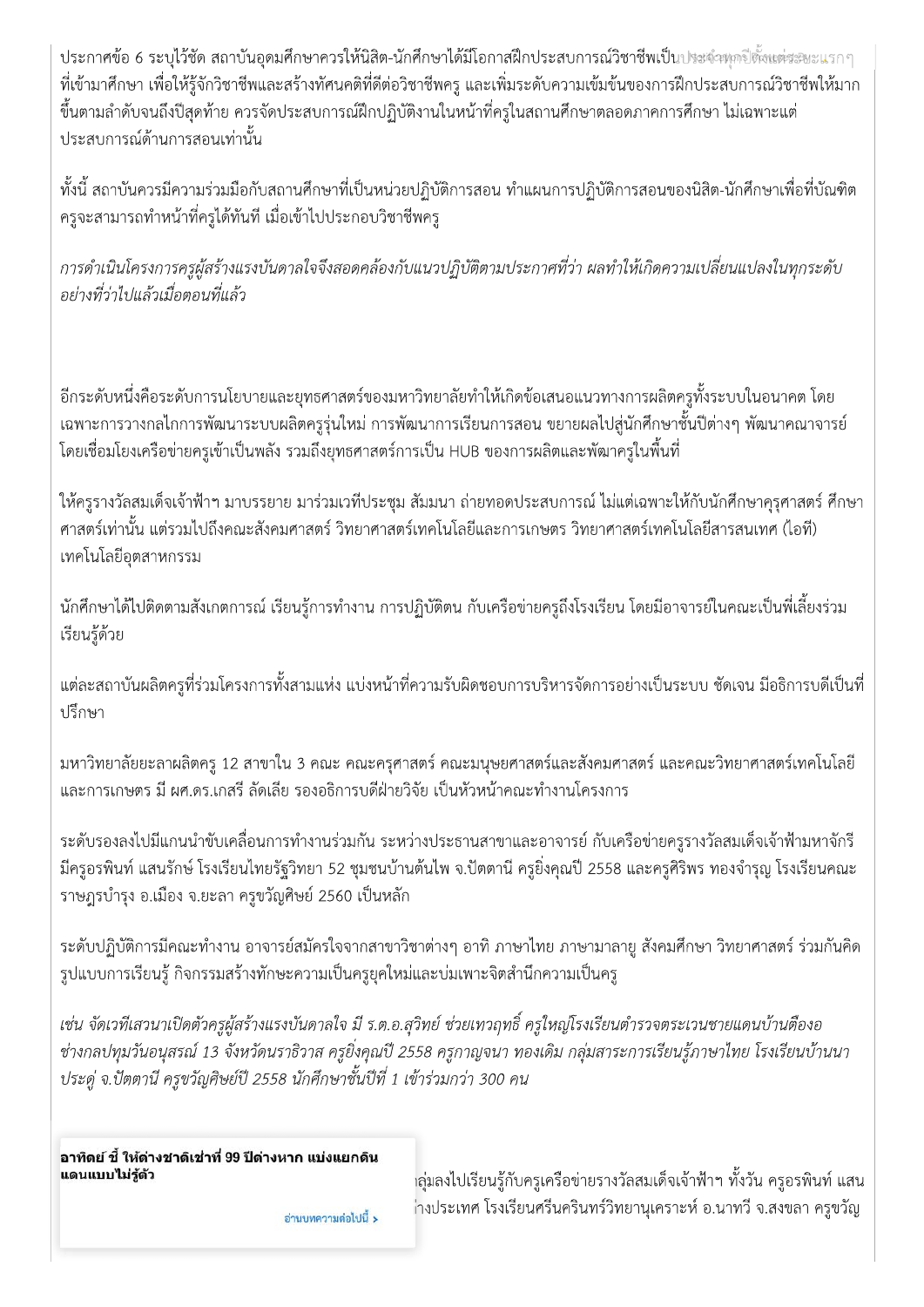ประกาศข้อ 6 ระบุไว้ชัด สถาบันอุดมศึกษาควรให้นิสิต-นักศึกษาได้มีโอกาสฝึกประสบการณ์วิชาชีพเป็นประจำทุกปีตั้งแต่ระยะแรกๆ ที่เข้ามาศึกษา เพื่อให้รู้จักวิชาชีพและสร้างทัศนคติที่ดีต่อวิชาชีพครู และเพิ่มระดับความเข้มข้นของการฝึกประสบการณ์วิชาชีพให้มากขึ้นตามลำดับจนถึงปีสุดท้าย ควรจัดประสบการณ์ฝึกปฏิบัติงานในหน้าที่ครูในสถานศึกษาตลอดภาคการศึกษา ไม่เฉพาะแต่ประสบการณ์ด้านการสอนเท่านั้น

ทั้งนี้ สถาบันควรมีความร่วมมือกับสถานศึกษาที่เป็นหน่วยปฏิบัติการสอน ทำแผนการปฏิบัติการสอนของนิสิต-นักศึกษาเพื่อที่บัณฑิตครูจะสามารถทำหน้าที่ครูได้ทันที เมื่อเข้าไปประกอบวิชาชีพครู

*การดำเนินโครงการครูผู้สร้างแรงบันดาลใจจึงสอดคล้องกับแนวปฏิบัติตามประกาศที่ว่า ผลทำให้เกิดความเปลี่ยนแปลงในทุกระดับอย่างที่ว่าไปแล้วเมื่อตอนที่แล้ว*

อีกระดับหนึ่งคือระดับการนโยบายและยุทธศาสตร์ของมหาวิทยาลัยทำให้เกิดข้อเสนอแนวทางการผลิตครูทั้งระบบในอนาคต โดยเฉพาะการวางกลไกการพัฒนาระบบผลิตครูรุ่นใหม่ การพัฒนาการเรียนการสอน ขยายผลไปสู่นักศึกษาชั้นปีต่างๆ พัฒนาคณาจารย์ โดยเชื่อมโยงเครือข่ายครูเข้าเป็นพลัง รวมถึงยุทธศาสตร์การเป็น HUB ของการผลิตและพัฒนาครูในพื้นที่

ให้ครูรางวัลสมเด็จเจ้าฟ้าฯ มาบรรยาย มาร่วมเวทีประชุม สัมมนา ถ่ายทอดประสบการณ์ ไม่แต่เฉพาะให้กับนักศึกษาครุศาสตร์ ศึกษาศาสตร์เท่านั้น แต่รวมไปถึงคณะสังคมศาสตร์ วิทยาศาสตร์เทคโนโลยีและการเกษตร วิทยาศาสตร์เทคโนโลยีสารสนเทศ (ไอที) เทคโนโลยีอุตสาหกรรม

นักศึกษาได้ไปติดตามสังเกตการณ์ เรียนรู้การทำงาน การปฏิบัติตน กับเครือข่ายครูถึงโรงเรียน โดยมีอาจารย์ในคณะเป็นพี่เลี้ยงร่วมเรียนรู้ด้วย

แต่ละสถาบันผลิตครูที่ร่วมโครงการทั้งสามแห่ง แบ่งหน้าที่ความรับผิดชอบการบริหารจัดการอย่างเป็นระบบ ชัดเจน มีอธิการบดีเป็นที่ปรึกษา

มหาวิทยาลัยยะลาผลิตครู 12 สาขาใน 3 คณะ คณะครุศาสตร์ คณะมนุษยศาสตร์และสังคมศาสตร์ และคณะวิทยาศาสตร์เทคโนโลยีและการเกษตร มี ผศ.ดร.เกสรี ลัดเลีย รองอธิการบดีฝ่ายวิจัย เป็นหัวหน้าคณะทำงานโครงการ

ระดับรองลงไปมีแกนนำขับเคลื่อนการทำงานร่วมกัน ระหว่างประธานสาขาและอาจารย์ กับเครือข่ายครูรางวัลสมเด็จเจ้าฟ้ามหาจักรี มีครูอรพินท์ แสนรักษ์ โรงเรียนไทยรัฐวิทยา 52 ชุมชนบ้านต้นไพ จ.ปัตตานี ครูยิ่งคุณปี 2558 และครูศิริพร ทองจำรูญ โรงเรียนคณะราษฎรบำรุง อ.เมือง จ.ยะลา ครูขวัญศิษย์ 2560 เป็นหลัก

ระดับปฏิบัติการมีคณะทำงาน อาจารย์สมัครใจจากสาขาวิชาต่างๆ อาทิ ภาษาไทย ภาษามาลายู สังคมศึกษา วิทยาศาสตร์ ร่วมกันคิดรูปแบบการเรียนรู้ กิจกรรมสร้างทักษะความเป็นครูยุคใหม่และบ่มเพาะจิตสำนึกความเป็นครู

*เช่น จัดเวทีเสวนาเปิดตัวครูผู้สร้างแรงบันดาลใจ มี ร.ต.อ.สุวิทย์ ช่วยเทวฤทธิ์ ครูใหญ่โรงเรียนตำรวจตระเวนชายแดนบ้านตืองอช่างกลปทุมวันอนุสรณ์ 13 จังหวัดนราธิวาส ครูยิ่งคุณปี 2558 ครูกาญจนา ทองเดิม กลุ่มสาระการเรียนรู้ภาษาไทย โรงเรียนบ้านนาประดู่ จ.ปัตตานี ครูขวัญศิษย์ปี 2558 นักศึกษาชั้นปีที่ 1 เข้าร่วมกว่า 300 คน*

กลุ่มลงไปเรียนรู้กับครูเครือข่ายรางวัลสมเด็จเจ้าฟ้าฯ ทั้งวัน ครูอรพินท์ แสน...างประเทศ โรงเรียนศรีนครินทร์วิทยานุเคราะห์ อ.นาทวี จ.สงขลา ครูขวัญ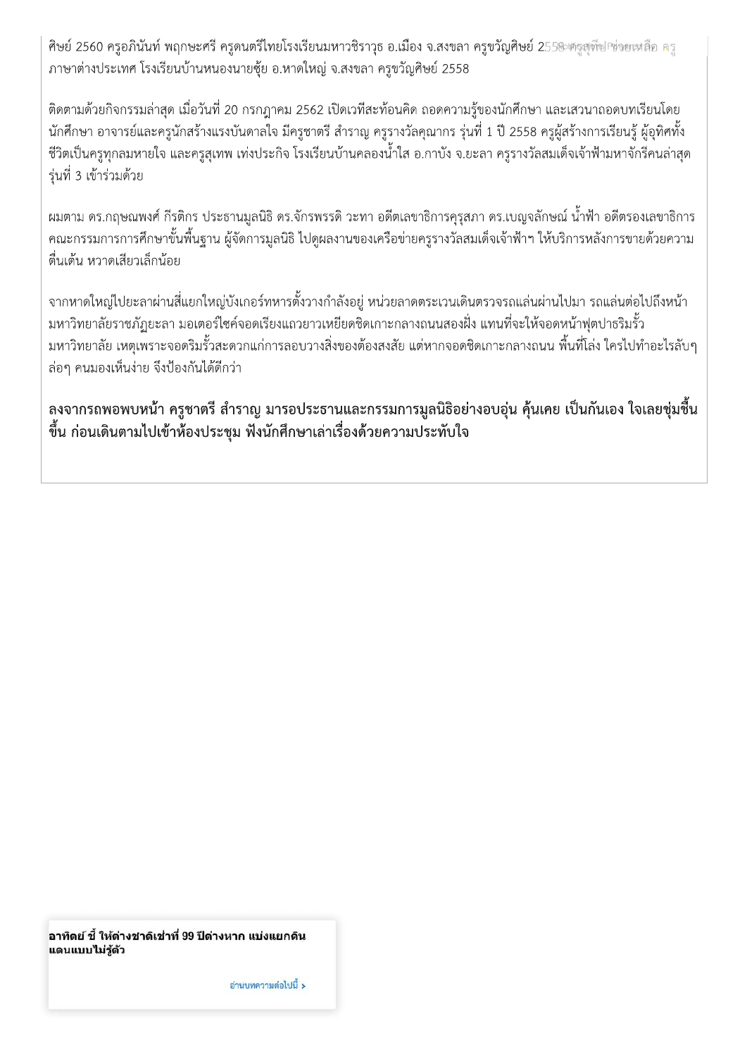ศิษย์ 2560 ครูอภินันท์ พฤกษะศรี ครูดนตรีไทยโรงเรียนมหาวชิราวุธ อ.เมือง จ.สงขลา ครูขวัญศิษย์ 2558 ครูสุทัศน์ ช่วยเหลือ ครูภาษาต่างประเทศ โรงเรียนบ้านหนองนายชุ้ย อ.หาดใหญ่ จ.สงขลา ครูขวัญศิษย์ 2558

ติดตามด้วยกิจกรรมล่าสุด เมื่อวันที่ 20 กรกฎาคม 2562 เปิดเวทีสะท้อนคิด ถอดความรู้ของนักศึกษา และเสวนาถอดบทเรียนโดยนักศึกษา อาจารย์และครูนักสร้างแรงบันดาลใจ มีครูชาตรี สำราญ ครูรางวัลคุณากร รุ่นที่ 1 ปี 2558 ครูผู้สร้างการเรียนรู้ ผู้อุทิศทั้งชีวิตเป็นครูทุกลมหายใจ และครูสุเทพ เท่งประกิจ โรงเรียนบ้านคลองน้ำใส อ.กาบัง จ.ยะลา ครูรางวัลสมเด็จเจ้าฟ้ามหาจักรีคนล่าสุด รุ่นที่ 3 เข้าร่วมด้วย

ผมตาม ดร.กฤษณพงศ์ กีรติกร ประธานมูลนิธิ ดร.จักรพรรดิ วะทา อดีตเลขาธิการคุรุสภา ดร.เบญจลักษณ์ น้ำฟ้า อดีตรองเลขาธิการคณะกรรมการการศึกษาขั้นพื้นฐาน ผู้จัดการมูลนิธิ ไปดูผลงานของเครือข่ายครูรางวัลสมเด็จเจ้าฟ้าฯ ให้บริการหลังการขายด้วยความตื่นเต้น หวาดเสียวเล็กน้อย

จากหาดใหญ่ไปยะลาผ่านสี่แยกใหญ่บังเกอร์ทหารตั้งวางกำลังอยู่ หน่วยลาดตระเวนเดินตรวจรถแล่นผ่านไปมา รถแล่นต่อไปถึงหน้ามหาวิทยาลัยราชภัฏยะลา มอเตอร์ไซค์จอดเรียงแถวยาวเหยียดชิดเกาะกลางถนนสองฝั่ง แทนที่จะให้จอดหน้าฟุตปาธริมรั้วมหาวิทยาลัย เหตุเพราะจอดริมรั้วสะดวกแก่การลอบวางสิ่งของต้องสงสัย แต่หากจอดชิดเกาะกลางถนน พื้นที่โล่ง ใครไปทำอะไรลับๆ ล่อๆ คนมองเห็นง่าย จึงป้องกันได้ดีกว่า

**ลงจากรถพอพบหน้า ครูชาตรี สำราญ มารอประธานและกรรมการมูลนิธิอย่างอบอุ่น คุ้นเคย เป็นกันเอง ใจเลยชุ่มชื้นขึ้น ก่อนเดินตามไปเข้าห้องประชุม ฟังนักศึกษาเล่าเรื่องด้วยความประทับใจ**

**อาทิตย์ ชี้ ให้ต่างชาติเช่าที่ 99 ปีต่างหาก แบ่งแยกดินแดนแบบไม่รู้ตัว**

อ่านบทความต่อไปนี้ >